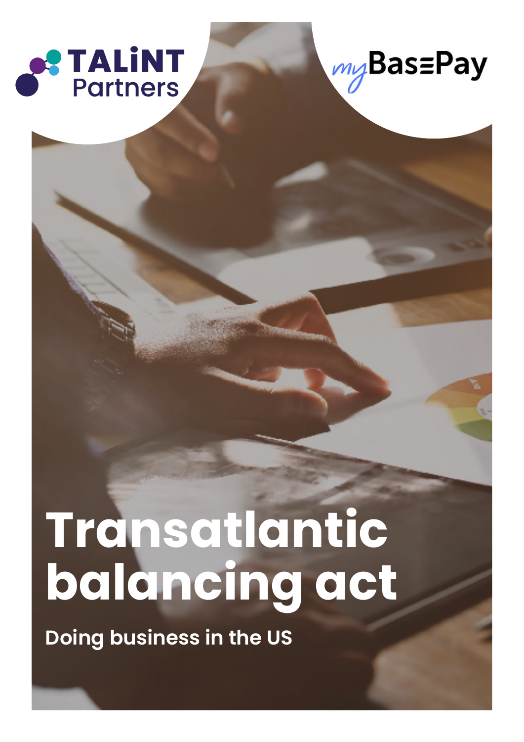TALiNT Partners

myBasePay

# Transatlantic balancing act

## Doing business in the US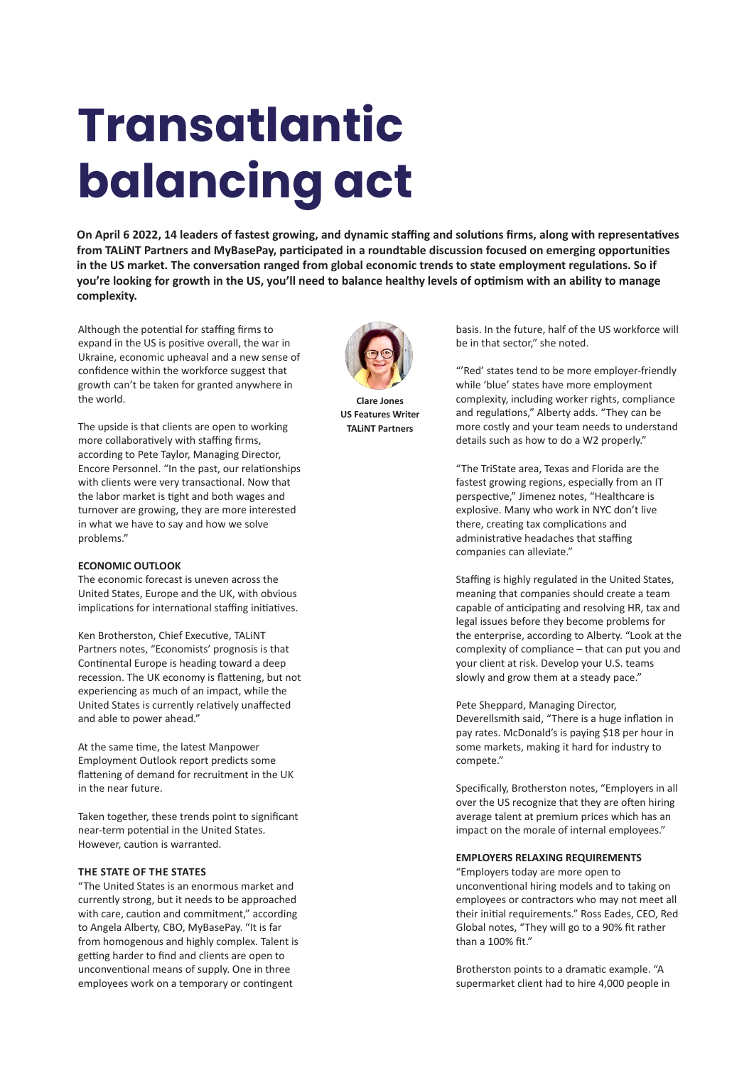# Transatlantic balancing act

**On April 6 2022, 14 leaders of fastest growing, and dynamic staffing and solutions firms, along with representatives from TALiNT Partners and MyBasePay, participated in a roundtable discussion focused on emerging opportunities in the US market. The conversation ranged from global economic trends to state employment regulations. So if you're looking for growth in the US, you'll need to balance healthy levels of optimism with an ability to manage complexity.**

**Clare Jones**
**US Features Writer**
**TALiNT Partners**

Although the potential for staffing firms to expand in the US is positive overall, the war in Ukraine, economic upheaval and a new sense of confidence within the workforce suggest that growth can't be taken for granted anywhere in the world.

The upside is that clients are open to working more collaboratively with staffing firms, according to Pete Taylor, Managing Director, Encore Personnel. "In the past, our relationships with clients were very transactional. Now that the labor market is tight and both wages and turnover are growing, they are more interested in what we have to say and how we solve problems."

**ECONOMIC OUTLOOK**

The economic forecast is uneven across the United States, Europe and the UK, with obvious implications for international staffing initiatives.

Ken Brotherston, Chief Executive, TALiNT Partners notes, "Economists' prognosis is that Continental Europe is heading toward a deep recession. The UK economy is flattening, but not experiencing as much of an impact, while the United States is currently relatively unaffected and able to power ahead."

At the same time, the latest Manpower Employment Outlook report predicts some flattening of demand for recruitment in the UK in the near future.

Taken together, these trends point to significant near-term potential in the United States. However, caution is warranted.

**THE STATE OF THE STATES**

"The United States is an enormous market and currently strong, but it needs to be approached with care, caution and commitment," according to Angela Alberty, CBO, MyBasePay. "It is far from homogenous and highly complex. Talent is getting harder to find and clients are open to unconventional means of supply. One in three employees work on a temporary or contingent basis. In the future, half of the US workforce will be in that sector," she noted.

"'Red' states tend to be more employer-friendly while 'blue' states have more employment complexity, including worker rights, compliance and regulations," Alberty adds. "They can be more costly and your team needs to understand details such as how to do a W2 properly."

"The TriState area, Texas and Florida are the fastest growing regions, especially from an IT perspective," Jimenez notes, "Healthcare is explosive. Many who work in NYC don't live there, creating tax complications and administrative headaches that staffing companies can alleviate."

Staffing is highly regulated in the United States, meaning that companies should create a team capable of anticipating and resolving HR, tax and legal issues before they become problems for the enterprise, according to Alberty. "Look at the complexity of compliance – that can put you and your client at risk. Develop your U.S. teams slowly and grow them at a steady pace."

Pete Sheppard, Managing Director, Deverellsmith said, "There is a huge inflation in pay rates. McDonald's is paying $18 per hour in some markets, making it hard for industry to compete."

Specifically, Brotherston notes, "Employers in all over the US recognize that they are often hiring average talent at premium prices which has an impact on the morale of internal employees."

**EMPLOYERS RELAXING REQUIREMENTS**

"Employers today are more open to unconventional hiring models and to taking on employees or contractors who may not meet all their initial requirements." Ross Eades, CEO, Red Global notes, "They will go to a 90% fit rather than a 100% fit."

Brotherston points to a dramatic example. "A supermarket client had to hire 4,000 people in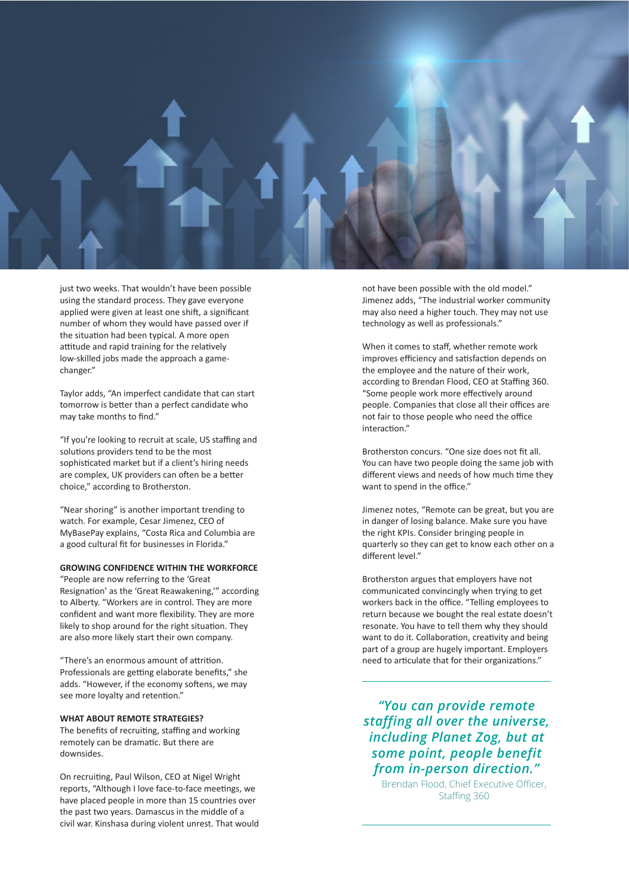just two weeks. That wouldn't have been possible using the standard process. They gave everyone applied were given at least one shift, a significant number of whom they would have passed over if the situation had been typical. A more open attitude and rapid training for the relatively low-skilled jobs made the approach a game-changer."

Taylor adds, "An imperfect candidate that can start tomorrow is better than a perfect candidate who may take months to find."

"If you're looking to recruit at scale, US staffing and solutions providers tend to be the most sophisticated market but if a client's hiring needs are complex, UK providers can often be a better choice," according to Brotherston.

"Near shoring" is another important trending to watch. For example, Cesar Jimenez, CEO of MyBasePay explains, "Costa Rica and Columbia are a good cultural fit for businesses in Florida."

**GROWING CONFIDENCE WITHIN THE WORKFORCE**

"People are now referring to the 'Great Resignation' as the 'Great Reawakening,'" according to Alberty. "Workers are in control. They are more confident and want more flexibility. They are more likely to shop around for the right situation. They are also more likely start their own company.

"There's an enormous amount of attrition. Professionals are getting elaborate benefits," she adds. "However, if the economy softens, we may see more loyalty and retention."

**WHAT ABOUT REMOTE STRATEGIES?**

The benefits of recruiting, staffing and working remotely can be dramatic. But there are downsides.

On recruiting, Paul Wilson, CEO at Nigel Wright reports, "Although I love face-to-face meetings, we have placed people in more than 15 countries over the past two years. Damascus in the middle of a civil war. Kinshasa during violent unrest. That would not have been possible with the old model." Jimenez adds, "The industrial worker community may also need a higher touch. They may not use technology as well as professionals."

When it comes to staff, whether remote work improves efficiency and satisfaction depends on the employee and the nature of their work, according to Brendan Flood, CEO at Staffing 360. "Some people work more effectively around people. Companies that close all their offices are not fair to those people who need the office interaction."

Brotherston concurs. "One size does not fit all. You can have two people doing the same job with different views and needs of how much time they want to spend in the office."

Jimenez notes, "Remote can be great, but you are in danger of losing balance. Make sure you have the right KPIs. Consider bringing people in quarterly so they can get to know each other on a different level."

Brotherston argues that employers have not communicated convincingly when trying to get workers back in the office. "Telling employees to return because we bought the real estate doesn't resonate. You have to tell them why they should want to do it. Collaboration, creativity and being part of a group are hugely important. Employers need to articulate that for their organizations."

> ***"You can provide remote staffing all over the universe, including Planet Zog, but at some point, people benefit from in-person direction."***
>
> Brendan Flood, Chief Executive Officer, Staffing 360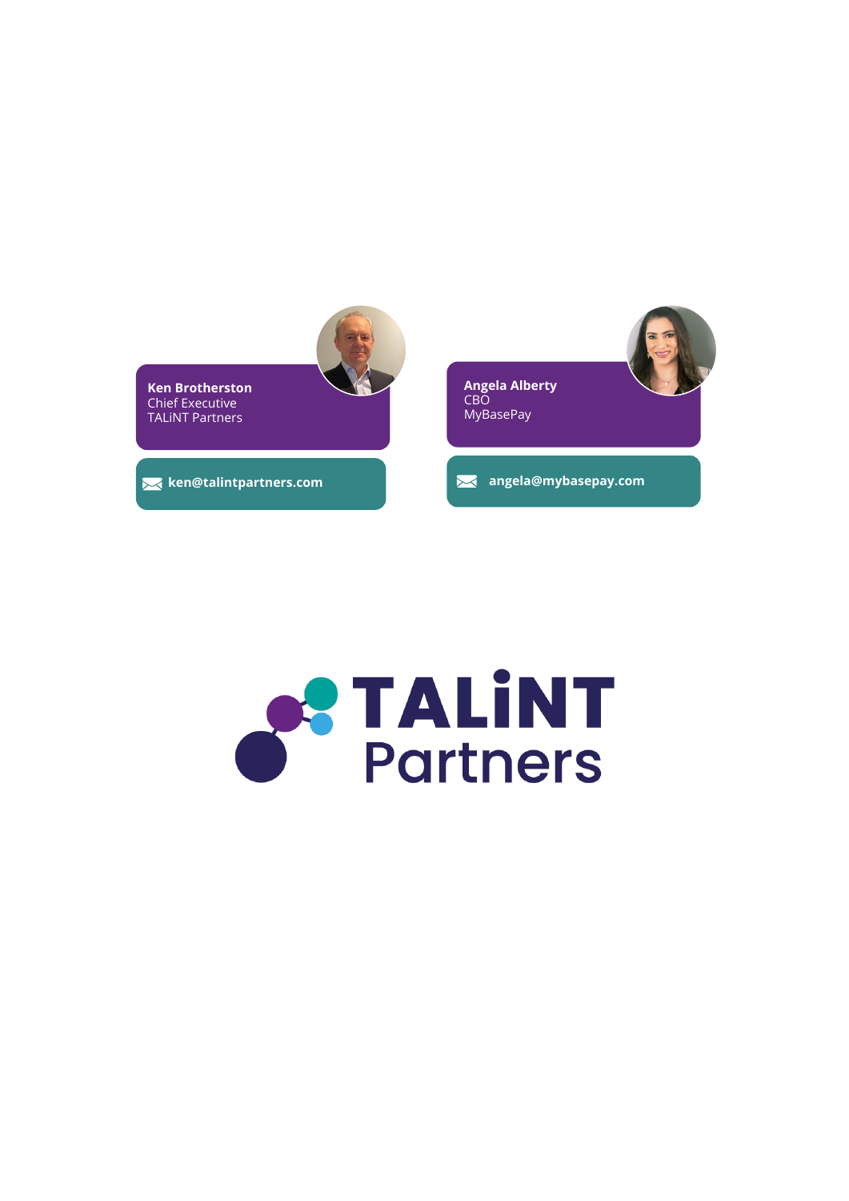**Ken Brotherston**
Chief Executive
TALiNT Partners

ken@talintpartners.com

**Angela Alberty**
CBO
MyBasePay

angela@mybasepay.com

TALiNT Partners